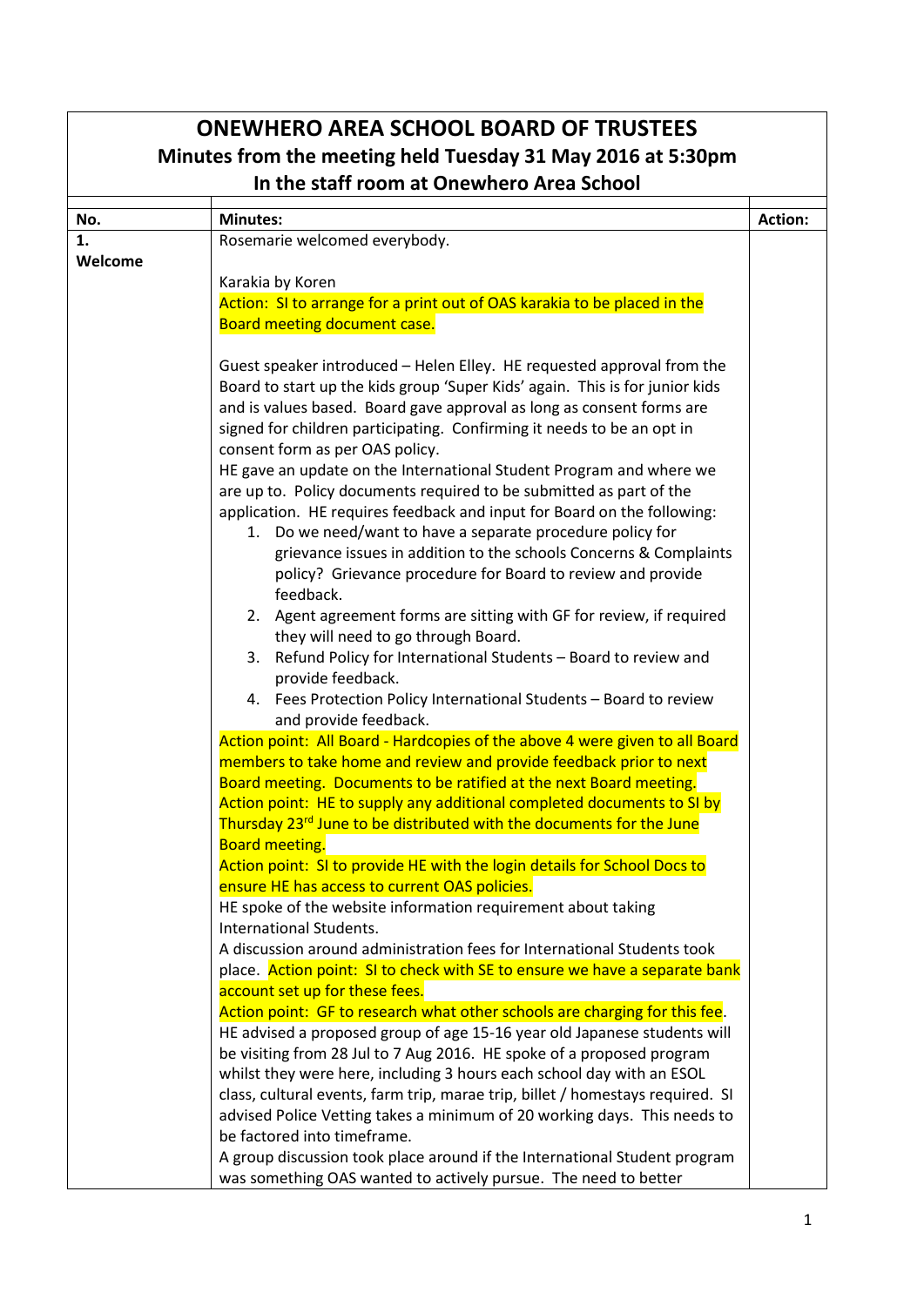# ONEWHERO AREA SCHOOL BOARD OF TRUSTEES

## Minutes from the meeting held Tuesday 31 May 2016 at 5:30pm

### In the staff room at Onewhero Area School

| No. | Minutes: | Action: |
|---|---|---|
| 1. Welcome | Rosemarie welcomed everybody.<br><br>Karakia by Koren<br>Action: SI to arrange for a print out of OAS karakia to be placed in the Board meeting document case.<br><br>Guest speaker introduced – Helen Elley. HE requested approval from the Board to start up the kids group 'Super Kids' again. This is for junior kids and is values based. Board gave approval as long as consent forms are signed for children participating. Confirming it needs to be an opt in consent form as per OAS policy.<br>HE gave an update on the International Student Program and where we are up to. Policy documents required to be submitted as part of the application. HE requires feedback and input for Board on the following:<br>1. Do we need/want to have a separate procedure policy for grievance issues in addition to the schools Concerns & Complaints policy? Grievance procedure for Board to review and provide feedback.<br>2. Agent agreement forms are sitting with GF for review, if required they will need to go through Board.<br>3. Refund Policy for International Students – Board to review and provide feedback.<br>4. Fees Protection Policy International Students – Board to review and provide feedback.<br>Action point: All Board - Hardcopies of the above 4 were given to all Board members to take home and review and provide feedback prior to next Board meeting. Documents to be ratified at the next Board meeting.<br>Action point: HE to supply any additional completed documents to SI by Thursday 23rd June to be distributed with the documents for the June Board meeting.<br>Action point: SI to provide HE with the login details for School Docs to ensure HE has access to current OAS policies.<br>HE spoke of the website information requirement about taking International Students.<br>A discussion around administration fees for International Students took place. Action point: SI to check with SE to ensure we have a separate bank account set up for these fees.<br>Action point: GF to research what other schools are charging for this fee.<br>HE advised a proposed group of age 15-16 year old Japanese students will be visiting from 28 Jul to 7 Aug 2016. HE spoke of a proposed program whilst they were here, including 3 hours each school day with an ESOL class, cultural events, farm trip, marae trip, billet / homestays required. SI advised Police Vetting takes a minimum of 20 working days. This needs to be factored into timeframe.<br>A group discussion took place around if the International Student program was something OAS wanted to actively pursue. The need to better | |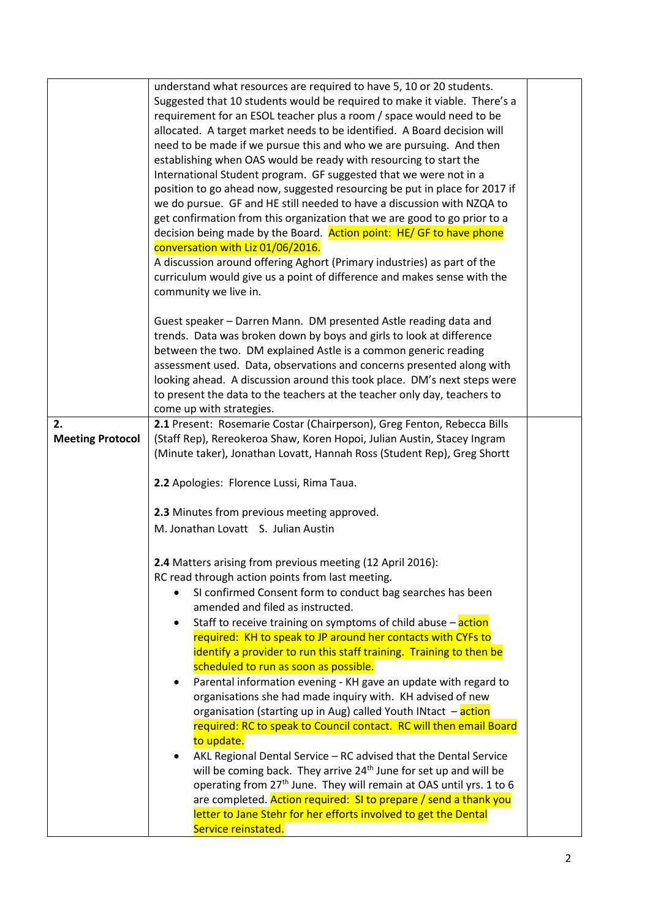| | | |
|---|---|---|
| | understand what resources are required to have 5, 10 or 20 students. Suggested that 10 students would be required to make it viable. There's a requirement for an ESOL teacher plus a room / space would need to be allocated. A target market needs to be identified. A Board decision will need to be made if we pursue this and who we are pursuing. And then establishing when OAS would be ready with resourcing to start the International Student program. GF suggested that we were not in a position to go ahead now, suggested resourcing be put in place for 2017 if we do pursue. GF and HE still needed to have a discussion with NZQA to get confirmation from this organization that we are good to go prior to a decision being made by the Board. Action point: HE/ GF to have phone conversation with Liz 01/06/2016.<br>A discussion around offering Aghort (Primary industries) as part of the curriculum would give us a point of difference and makes sense with the community we live in.<br><br>Guest speaker – Darren Mann. DM presented Astle reading data and trends. Data was broken down by boys and girls to look at difference between the two. DM explained Astle is a common generic reading assessment used. Data, observations and concerns presented along with looking ahead. A discussion around this took place. DM's next steps were to present the data to the teachers at the teacher only day, teachers to come up with strategies. | |
| **2. Meeting Protocol** | **2.1** Present: Rosemarie Costar (Chairperson), Greg Fenton, Rebecca Bills (Staff Rep), Rereokeroa Shaw, Koren Hopoi, Julian Austin, Stacey Ingram (Minute taker), Jonathan Lovatt, Hannah Ross (Student Rep), Greg Shortt<br><br>**2.2** Apologies: Florence Lussi, Rima Taua.<br><br>**2.3** Minutes from previous meeting approved.<br>M. Jonathan Lovatt S. Julian Austin<br><br>**2.4** Matters arising from previous meeting (12 April 2016):<br>RC read through action points from last meeting.<br>• SI confirmed Consent form to conduct bag searches has been amended and filed as instructed.<br>• Staff to receive training on symptoms of child abuse – action required: KH to speak to JP around her contacts with CYFs to identify a provider to run this staff training. Training to then be scheduled to run as soon as possible.<br>• Parental information evening - KH gave an update with regard to organisations she had made inquiry with. KH advised of new organisation (starting up in Aug) called Youth INtact – action required: RC to speak to Council contact. RC will then email Board to update.<br>• AKL Regional Dental Service – RC advised that the Dental Service will be coming back. They arrive 24th June for set up and will be operating from 27th June. They will remain at OAS until yrs. 1 to 6 are completed. Action required: SI to prepare / send a thank you letter to Jane Stehr for her efforts involved to get the Dental Service reinstated. | |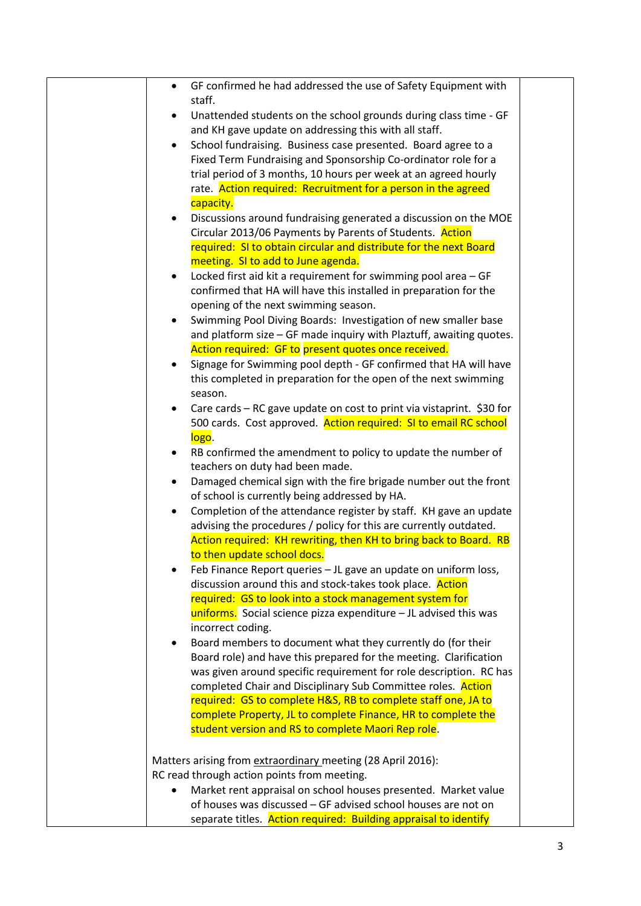- GF confirmed he had addressed the use of Safety Equipment with staff.
- Unattended students on the school grounds during class time - GF and KH gave update on addressing this with all staff.
- School fundraising. Business case presented. Board agree to a Fixed Term Fundraising and Sponsorship Co-ordinator role for a trial period of 3 months, 10 hours per week at an agreed hourly rate. Action required: Recruitment for a person in the agreed capacity.
- Discussions around fundraising generated a discussion on the MOE Circular 2013/06 Payments by Parents of Students. Action required: SI to obtain circular and distribute for the next Board meeting. SI to add to June agenda.
- Locked first aid kit a requirement for swimming pool area – GF confirmed that HA will have this installed in preparation for the opening of the next swimming season.
- Swimming Pool Diving Boards: Investigation of new smaller base and platform size – GF made inquiry with Plaztuff, awaiting quotes. Action required: GF to present quotes once received.
- Signage for Swimming pool depth - GF confirmed that HA will have this completed in preparation for the open of the next swimming season.
- Care cards – RC gave update on cost to print via vistaprint. $30 for 500 cards. Cost approved. Action required: SI to email RC school logo.
- RB confirmed the amendment to policy to update the number of teachers on duty had been made.
- Damaged chemical sign with the fire brigade number out the front of school is currently being addressed by HA.
- Completion of the attendance register by staff. KH gave an update advising the procedures / policy for this are currently outdated. Action required: KH rewriting, then KH to bring back to Board. RB to then update school docs.
- Feb Finance Report queries – JL gave an update on uniform loss, discussion around this and stock-takes took place. Action required: GS to look into a stock management system for uniforms. Social science pizza expenditure – JL advised this was incorrect coding.
- Board members to document what they currently do (for their Board role) and have this prepared for the meeting. Clarification was given around specific requirement for role description. RC has completed Chair and Disciplinary Sub Committee roles. Action required: GS to complete H&S, RB to complete staff one, JA to complete Property, JL to complete Finance, HR to complete the student version and RS to complete Maori Rep role.

Matters arising from extraordinary meeting (28 April 2016):
RC read through action points from meeting.

- Market rent appraisal on school houses presented. Market value of houses was discussed – GF advised school houses are not on separate titles. Action required: Building appraisal to identify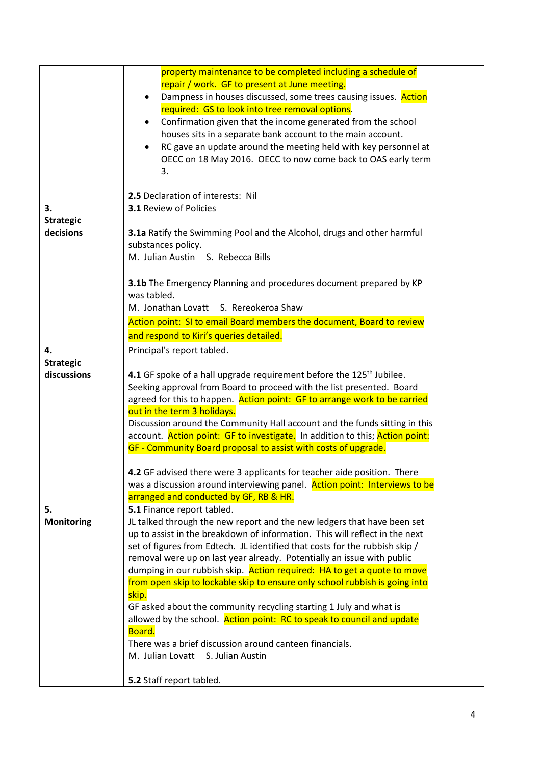| | | |
|---|---|---|
| | property maintenance to be completed including a schedule of repair / work. GF to present at June meeting.<br>• Dampness in houses discussed, some trees causing issues. Action required: GS to look into tree removal options.<br>• Confirmation given that the income generated from the school houses sits in a separate bank account to the main account.<br>• RC gave an update around the meeting held with key personnel at OECC on 18 May 2016. OECC to now come back to OAS early term 3.<br><br>**2.5** Declaration of interests: Nil | |
| **3. Strategic decisions** | **3.1** Review of Policies<br><br>**3.1a** Ratify the Swimming Pool and the Alcohol, drugs and other harmful substances policy.<br>M. Julian Austin S. Rebecca Bills<br><br>**3.1b** The Emergency Planning and procedures document prepared by KP was tabled.<br>M. Jonathan Lovatt S. Rereokeroa Shaw<br>Action point: SI to email Board members the document, Board to review and respond to Kiri's queries detailed. | |
| **4. Strategic discussions** | Principal's report tabled.<br><br>**4.1** GF spoke of a hall upgrade requirement before the 125th Jubilee. Seeking approval from Board to proceed with the list presented. Board agreed for this to happen. Action point: GF to arrange work to be carried out in the term 3 holidays.<br>Discussion around the Community Hall account and the funds sitting in this account. Action point: GF to investigate. In addition to this; Action point: GF - Community Board proposal to assist with costs of upgrade.<br><br>**4.2** GF advised there were 3 applicants for teacher aide position. There was a discussion around interviewing panel. Action point: Interviews to be arranged and conducted by GF, RB & HR. | |
| **5. Monitoring** | **5.1** Finance report tabled.<br>JL talked through the new report and the new ledgers that have been set up to assist in the breakdown of information. This will reflect in the next set of figures from Edtech. JL identified that costs for the rubbish skip / removal were up on last year already. Potentially an issue with public dumping in our rubbish skip. Action required: HA to get a quote to move from open skip to lockable skip to ensure only school rubbish is going into skip.<br>GF asked about the community recycling starting 1 July and what is allowed by the school. Action point: RC to speak to council and update Board.<br>There was a brief discussion around canteen financials.<br>M. Julian Lovatt S. Julian Austin<br><br>**5.2** Staff report tabled. | |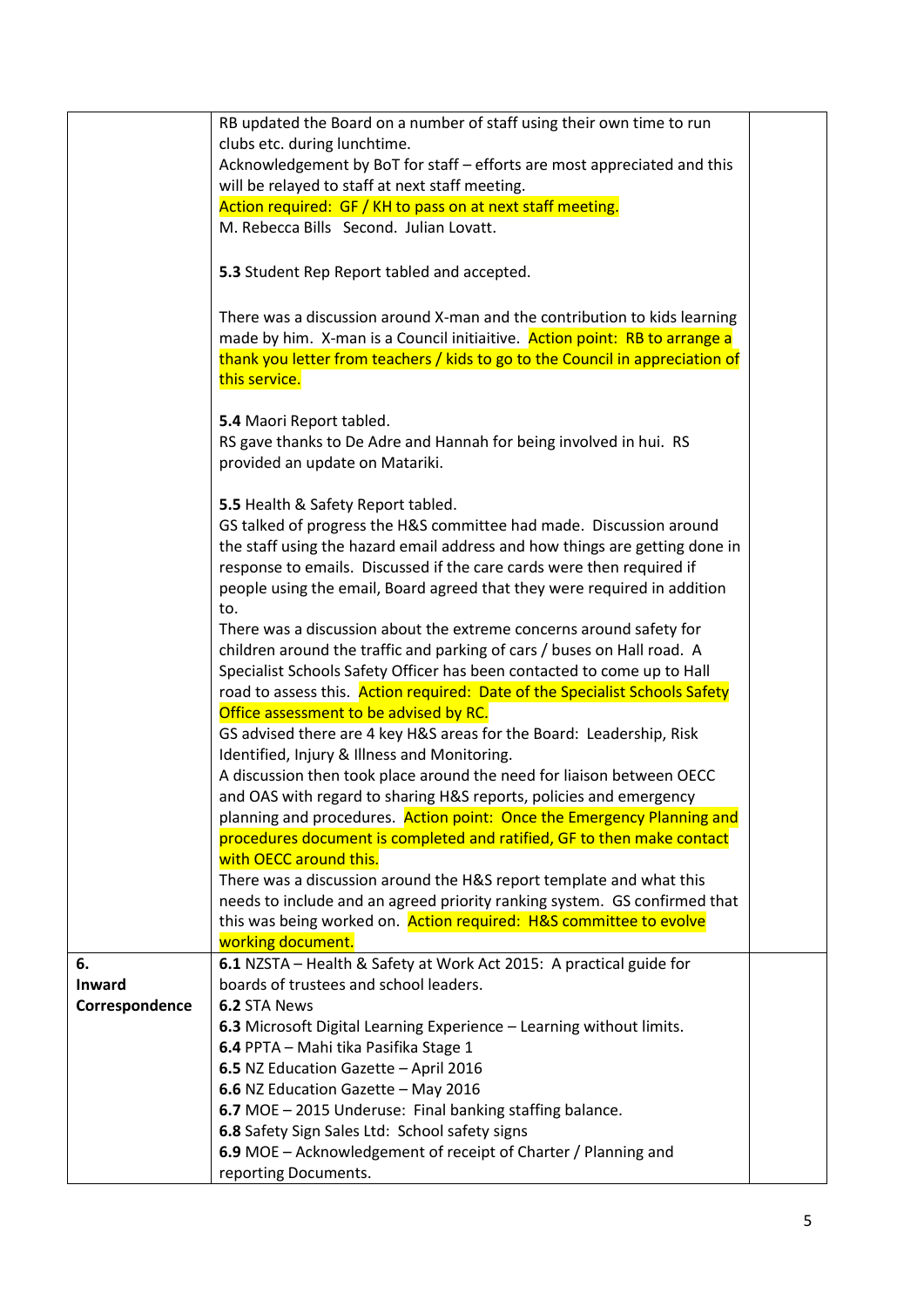| | | |
|---|---|---|
| | RB updated the Board on a number of staff using their own time to run clubs etc. during lunchtime.<br>Acknowledgement by BoT for staff – efforts are most appreciated and this will be relayed to staff at next staff meeting.<br>Action required: GF / KH to pass on at next staff meeting.<br>M. Rebecca Bills Second. Julian Lovatt.<br><br>**5.3** Student Rep Report tabled and accepted.<br><br>There was a discussion around X-man and the contribution to kids learning made by him. X-man is a Council initiaitive. Action point: RB to arrange a thank you letter from teachers / kids to go to the Council in appreciation of this service.<br><br>**5.4** Maori Report tabled.<br>RS gave thanks to De Adre and Hannah for being involved in hui. RS provided an update on Matariki.<br><br>**5.5** Health & Safety Report tabled.<br>GS talked of progress the H&S committee had made. Discussion around the staff using the hazard email address and how things are getting done in response to emails. Discussed if the care cards were then required if people using the email, Board agreed that they were required in addition to.<br>There was a discussion about the extreme concerns around safety for children around the traffic and parking of cars / buses on Hall road. A Specialist Schools Safety Officer has been contacted to come up to Hall road to assess this. Action required: Date of the Specialist Schools Safety Office assessment to be advised by RC.<br>GS advised there are 4 key H&S areas for the Board: Leadership, Risk Identified, Injury & Illness and Monitoring.<br>A discussion then took place around the need for liaison between OECC and OAS with regard to sharing H&S reports, policies and emergency planning and procedures. Action point: Once the Emergency Planning and procedures document is completed and ratified, GF to then make contact with OECC around this.<br>There was a discussion around the H&S report template and what this needs to include and an agreed priority ranking system. GS confirmed that this was being worked on. Action required: H&S committee to evolve working document. | |
| **6. Inward Correspondence** | **6.1** NZSTA – Health & Safety at Work Act 2015: A practical guide for boards of trustees and school leaders.<br>**6.2** STA News<br>**6.3** Microsoft Digital Learning Experience – Learning without limits.<br>**6.4** PPTA – Mahi tika Pasifika Stage 1<br>**6.5** NZ Education Gazette – April 2016<br>**6.6** NZ Education Gazette – May 2016<br>**6.7** MOE – 2015 Underuse: Final banking staffing balance.<br>**6.8** Safety Sign Sales Ltd: School safety signs<br>**6.9** MOE – Acknowledgement of receipt of Charter / Planning and reporting Documents. | |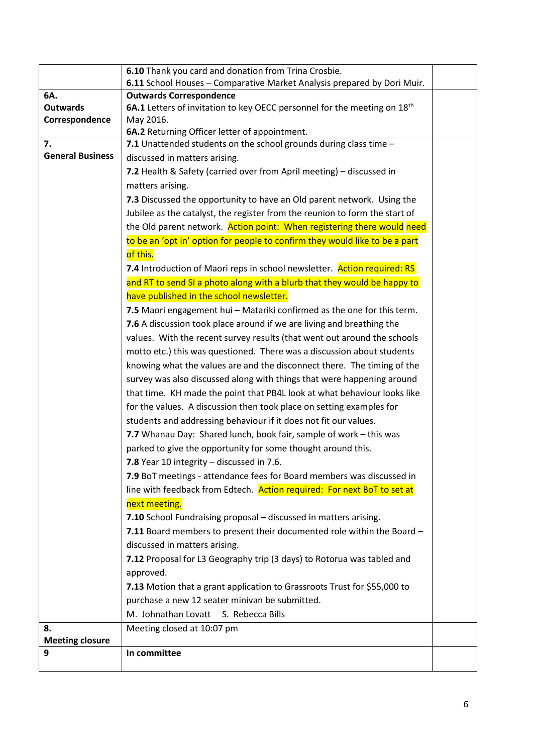| | | |
|---|---|---|
| | **6.10** Thank you card and donation from Trina Crosbie.<br>**6.11** School Houses – Comparative Market Analysis prepared by Dori Muir. | |
| **6A. Outwards Correspondence** | **Outwards Correspondence**<br>**6A.1** Letters of invitation to key OECC personnel for the meeting on 18th May 2016.<br>**6A.2** Returning Officer letter of appointment. | |
| **7. General Business** | **7.1** Unattended students on the school grounds during class time – discussed in matters arising.<br>**7.2** Health & Safety (carried over from April meeting) – discussed in matters arising.<br>**7.3** Discussed the opportunity to have an Old parent network. Using the Jubilee as the catalyst, the register from the reunion to form the start of the Old parent network. Action point: When registering there would need to be an 'opt in' option for people to confirm they would like to be a part of this.<br>**7.4** Introduction of Maori reps in school newsletter. Action required: RS and RT to send SI a photo along with a blurb that they would be happy to have published in the school newsletter.<br>**7.5** Maori engagement hui – Matariki confirmed as the one for this term.<br>**7.6** A discussion took place around if we are living and breathing the values. With the recent survey results (that went out around the schools motto etc.) this was questioned. There was a discussion about students knowing what the values are and the disconnect there. The timing of the survey was also discussed along with things that were happening around that time. KH made the point that PB4L look at what behaviour looks like for the values. A discussion then took place on setting examples for students and addressing behaviour if it does not fit our values.<br>**7.7** Whanau Day: Shared lunch, book fair, sample of work – this was parked to give the opportunity for some thought around this.<br>**7.8** Year 10 integrity – discussed in 7.6.<br>**7.9** BoT meetings - attendance fees for Board members was discussed in line with feedback from Edtech. Action required: For next BoT to set at next meeting.<br>**7.10** School Fundraising proposal – discussed in matters arising.<br>**7.11** Board members to present their documented role within the Board – discussed in matters arising.<br>**7.12** Proposal for L3 Geography trip (3 days) to Rotorua was tabled and approved.<br>**7.13** Motion that a grant application to Grassroots Trust for $55,000 to purchase a new 12 seater minivan be submitted.<br>M. Johnathan Lovatt S. Rebecca Bills | |
| **8. Meeting closure** | Meeting closed at 10:07 pm | |
| **9** | **In committee** | |